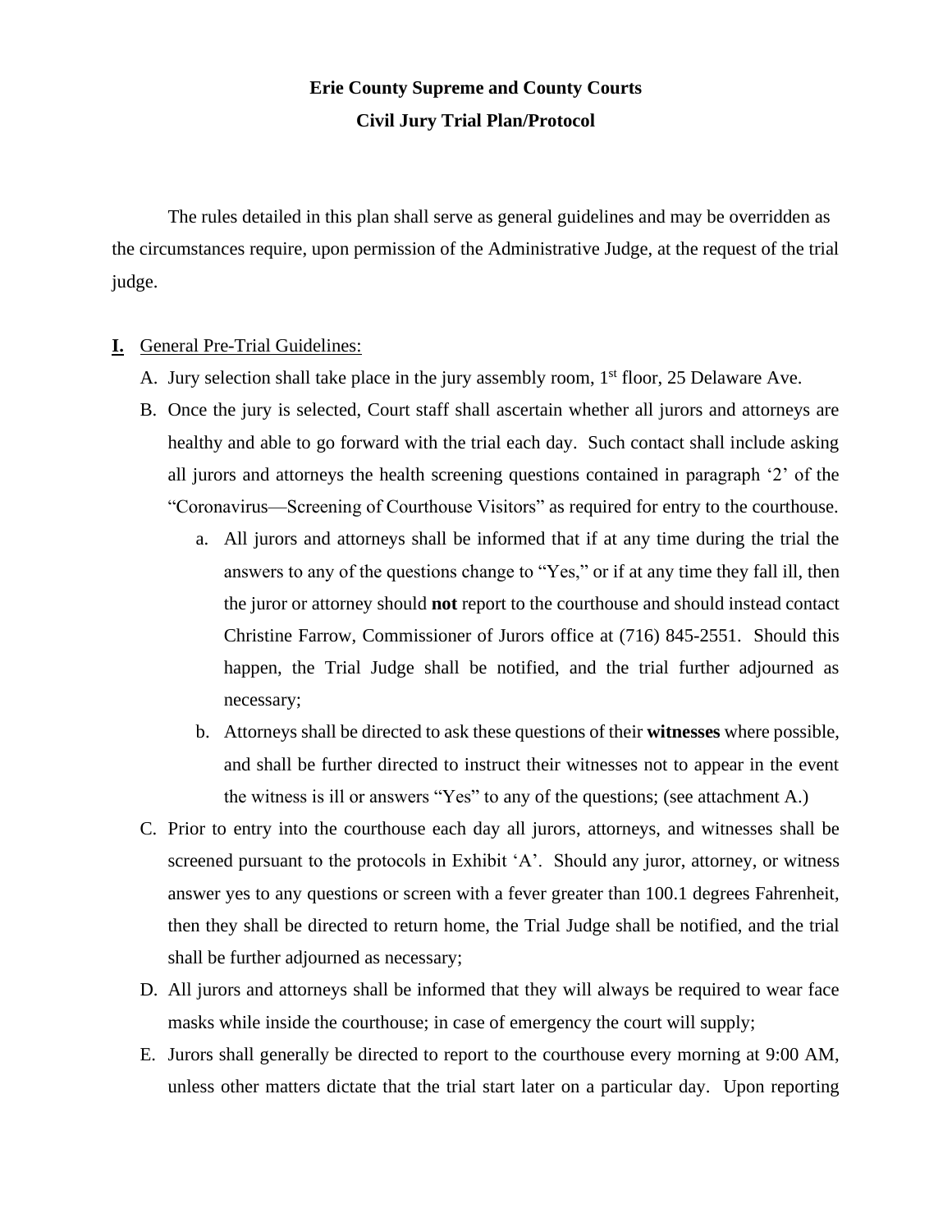**Erie County Supreme and County Courts**

**Civil Jury Trial Plan/Protocol**

The rules detailed in this plan shall serve as general guidelines and may be overridden as the circumstances require, upon permission of the Administrative Judge, at the request of the trial judge.

**I.** General Pre-Trial Guidelines:

A. Jury selection shall take place in the jury assembly room, 1st floor, 25 Delaware Ave.

B. Once the jury is selected, Court staff shall ascertain whether all jurors and attorneys are healthy and able to go forward with the trial each day. Such contact shall include asking all jurors and attorneys the health screening questions contained in paragraph '2' of the "Coronavirus—Screening of Courthouse Visitors" as required for entry to the courthouse.

   a. All jurors and attorneys shall be informed that if at any time during the trial the answers to any of the questions change to "Yes," or if at any time they fall ill, then the juror or attorney should **not** report to the courthouse and should instead contact Christine Farrow, Commissioner of Jurors office at (716) 845-2551. Should this happen, the Trial Judge shall be notified, and the trial further adjourned as necessary;

   b. Attorneys shall be directed to ask these questions of their **witnesses** where possible, and shall be further directed to instruct their witnesses not to appear in the event the witness is ill or answers "Yes" to any of the questions; (see attachment A.)

C. Prior to entry into the courthouse each day all jurors, attorneys, and witnesses shall be screened pursuant to the protocols in Exhibit 'A'. Should any juror, attorney, or witness answer yes to any questions or screen with a fever greater than 100.1 degrees Fahrenheit, then they shall be directed to return home, the Trial Judge shall be notified, and the trial shall be further adjourned as necessary;

D. All jurors and attorneys shall be informed that they will always be required to wear face masks while inside the courthouse; in case of emergency the court will supply;

E. Jurors shall generally be directed to report to the courthouse every morning at 9:00 AM, unless other matters dictate that the trial start later on a particular day. Upon reporting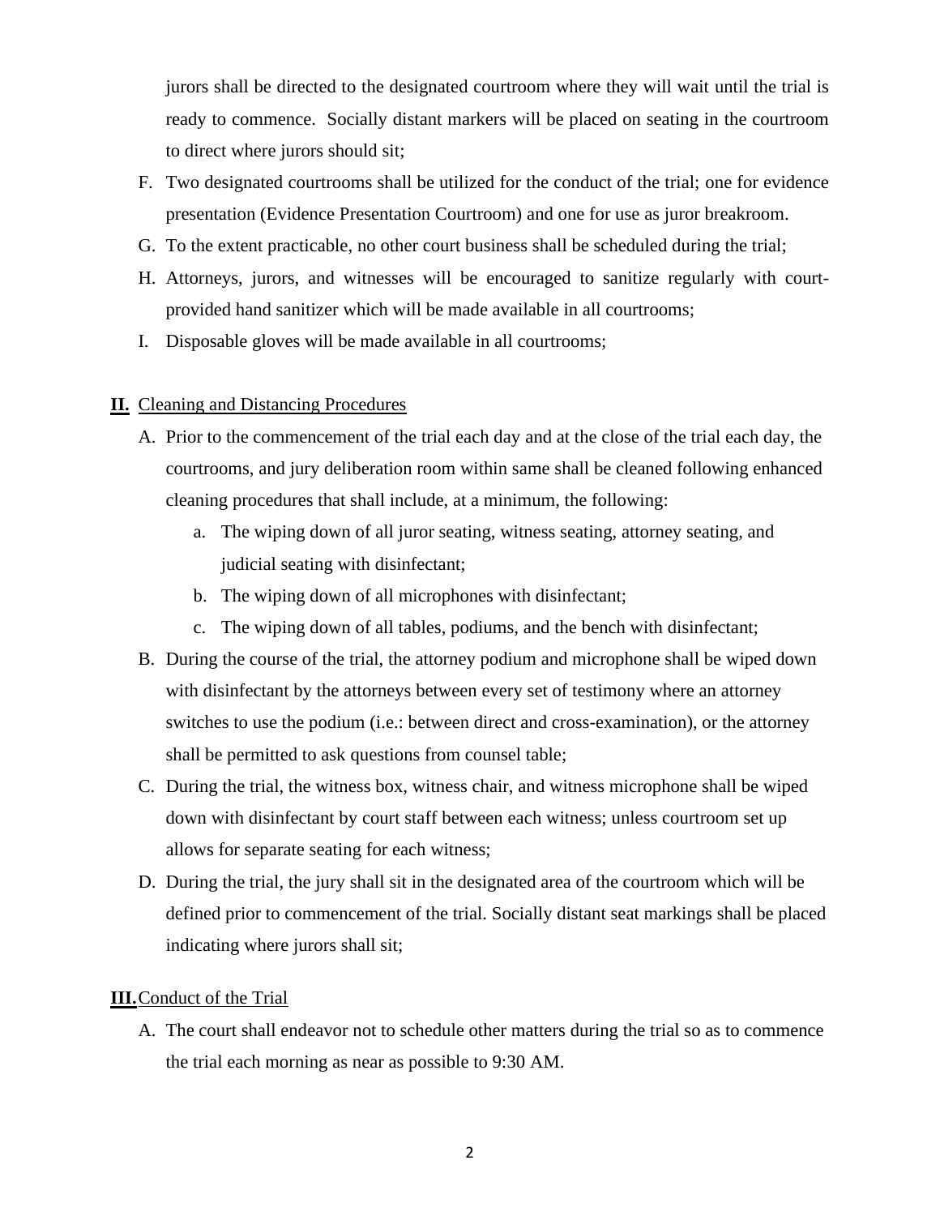jurors shall be directed to the designated courtroom where they will wait until the trial is ready to commence. Socially distant markers will be placed on seating in the courtroom to direct where jurors should sit;

F. Two designated courtrooms shall be utilized for the conduct of the trial; one for evidence presentation (Evidence Presentation Courtroom) and one for use as juror breakroom.

G. To the extent practicable, no other court business shall be scheduled during the trial;

H. Attorneys, jurors, and witnesses will be encouraged to sanitize regularly with court-provided hand sanitizer which will be made available in all courtrooms;

I. Disposable gloves will be made available in all courtrooms;

**II.** Cleaning and Distancing Procedures

A. Prior to the commencement of the trial each day and at the close of the trial each day, the courtrooms, and jury deliberation room within same shall be cleaned following enhanced cleaning procedures that shall include, at a minimum, the following:

   a. The wiping down of all juror seating, witness seating, attorney seating, and judicial seating with disinfectant;
   b. The wiping down of all microphones with disinfectant;
   c. The wiping down of all tables, podiums, and the bench with disinfectant;

B. During the course of the trial, the attorney podium and microphone shall be wiped down with disinfectant by the attorneys between every set of testimony where an attorney switches to use the podium (i.e.: between direct and cross-examination), or the attorney shall be permitted to ask questions from counsel table;

C. During the trial, the witness box, witness chair, and witness microphone shall be wiped down with disinfectant by court staff between each witness; unless courtroom set up allows for separate seating for each witness;

D. During the trial, the jury shall sit in the designated area of the courtroom which will be defined prior to commencement of the trial. Socially distant seat markings shall be placed indicating where jurors shall sit;

**III.** Conduct of the Trial

A. The court shall endeavor not to schedule other matters during the trial so as to commence the trial each morning as near as possible to 9:30 AM.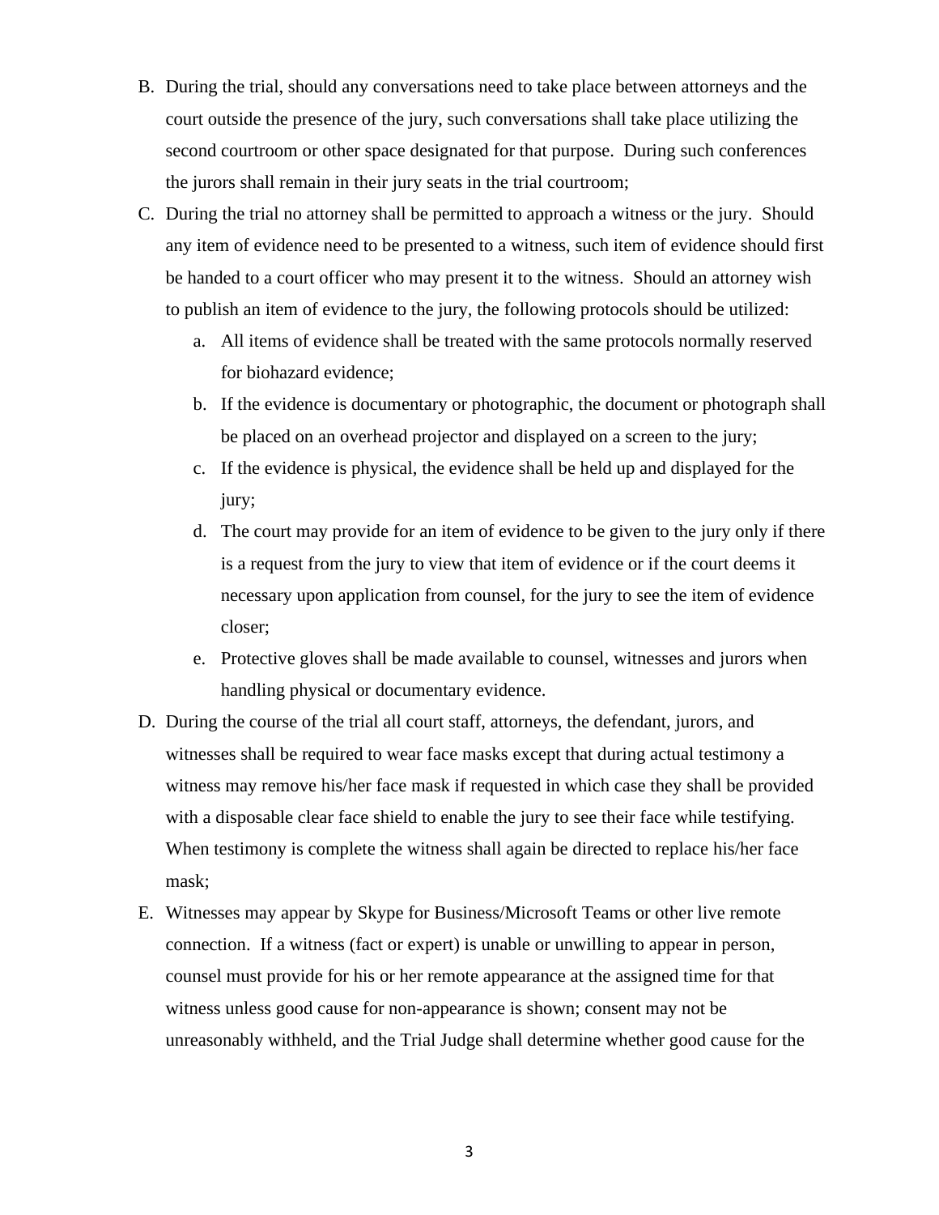B. During the trial, should any conversations need to take place between attorneys and the court outside the presence of the jury, such conversations shall take place utilizing the second courtroom or other space designated for that purpose. During such conferences the jurors shall remain in their jury seats in the trial courtroom;

C. During the trial no attorney shall be permitted to approach a witness or the jury. Should any item of evidence need to be presented to a witness, such item of evidence should first be handed to a court officer who may present it to the witness. Should an attorney wish to publish an item of evidence to the jury, the following protocols should be utilized:

   a. All items of evidence shall be treated with the same protocols normally reserved for biohazard evidence;

   b. If the evidence is documentary or photographic, the document or photograph shall be placed on an overhead projector and displayed on a screen to the jury;

   c. If the evidence is physical, the evidence shall be held up and displayed for the jury;

   d. The court may provide for an item of evidence to be given to the jury only if there is a request from the jury to view that item of evidence or if the court deems it necessary upon application from counsel, for the jury to see the item of evidence closer;

   e. Protective gloves shall be made available to counsel, witnesses and jurors when handling physical or documentary evidence.

D. During the course of the trial all court staff, attorneys, the defendant, jurors, and witnesses shall be required to wear face masks except that during actual testimony a witness may remove his/her face mask if requested in which case they shall be provided with a disposable clear face shield to enable the jury to see their face while testifying. When testimony is complete the witness shall again be directed to replace his/her face mask;

E. Witnesses may appear by Skype for Business/Microsoft Teams or other live remote connection. If a witness (fact or expert) is unable or unwilling to appear in person, counsel must provide for his or her remote appearance at the assigned time for that witness unless good cause for non-appearance is shown; consent may not be unreasonably withheld, and the Trial Judge shall determine whether good cause for the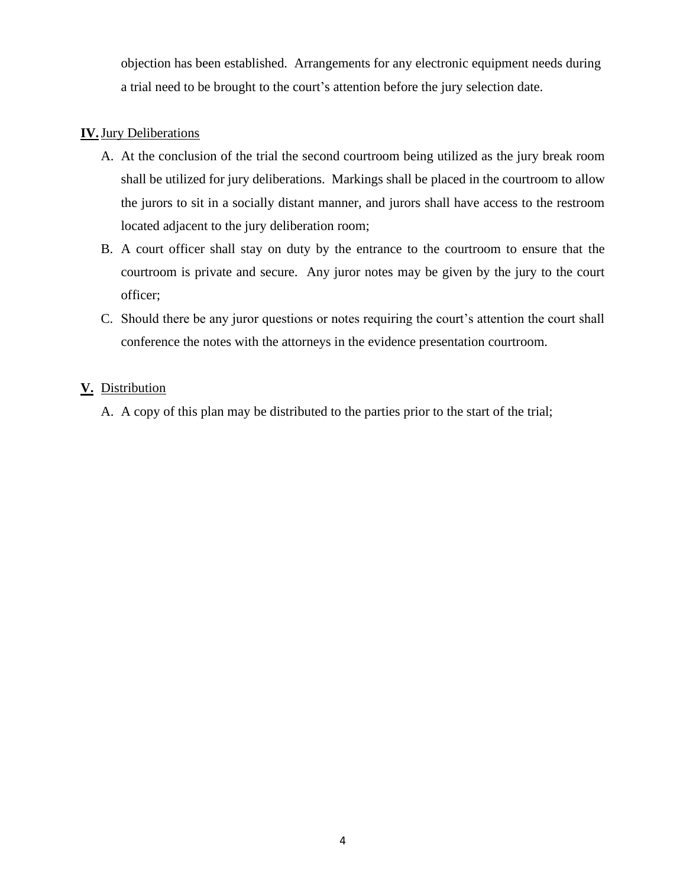objection has been established. Arrangements for any electronic equipment needs during a trial need to be brought to the court's attention before the jury selection date.

**IV.** Jury Deliberations

A. At the conclusion of the trial the second courtroom being utilized as the jury break room shall be utilized for jury deliberations. Markings shall be placed in the courtroom to allow the jurors to sit in a socially distant manner, and jurors shall have access to the restroom located adjacent to the jury deliberation room;

B. A court officer shall stay on duty by the entrance to the courtroom to ensure that the courtroom is private and secure. Any juror notes may be given by the jury to the court officer;

C. Should there be any juror questions or notes requiring the court's attention the court shall conference the notes with the attorneys in the evidence presentation courtroom.

**V.** Distribution

A. A copy of this plan may be distributed to the parties prior to the start of the trial;